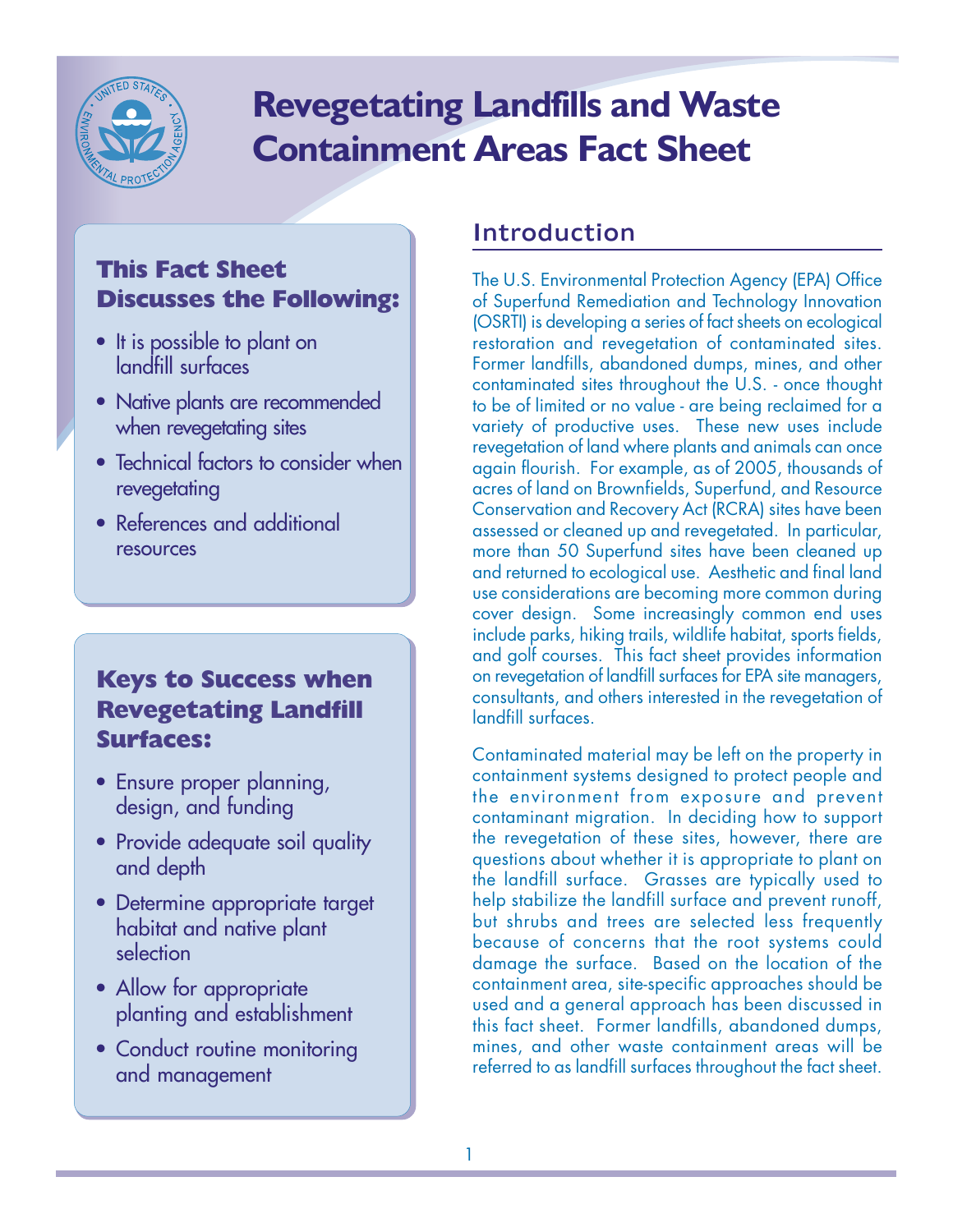# Revegetating Landfills and Waste Containment Areas Fact Sheet

### This Fact Sheet Discusses the Following:

- It is possible to plant on landfill surfaces
- Native plants are recommended when revegetating sites
- Technical factors to consider when revegetating
- References and additional resources

### Keys to Success when Revegetating Landfill Surfaces:

- Ensure proper planning, design, and funding
- Provide adequate soil quality and depth
- Determine appropriate target habitat and native plant selection
- Allow for appropriate planting and establishment
- Conduct routine monitoring and management

## Introduction

The U.S. Environmental Protection Agency (EPA) Office of Superfund Remediation and Technology Innovation (OSRTI) is developing a series of fact sheets on ecological restoration and revegetation of contaminated sites. Former landfills, abandoned dumps, mines, and other contaminated sites throughout the U.S. - once thought to be of limited or no value - are being reclaimed for a variety of productive uses. These new uses include revegetation of land where plants and animals can once again flourish. For example, as of 2005, thousands of acres of land on Brownfields, Superfund, and Resource Conservation and Recovery Act (RCRA) sites have been assessed or cleaned up and revegetated. In particular, more than 50 Superfund sites have been cleaned up and returned to ecological use. Aesthetic and final land use considerations are becoming more common during cover design. Some increasingly common end uses include parks, hiking trails, wildlife habitat, sports fields, and golf courses. This fact sheet provides information on revegetation of landfill surfaces for EPA site managers, consultants, and others interested in the revegetation of landfill surfaces.

Contaminated material may be left on the property in containment systems designed to protect people and the environment from exposure and prevent contaminant migration. In deciding how to support the revegetation of these sites, however, there are questions about whether it is appropriate to plant on the landfill surface. Grasses are typically used to help stabilize the landfill surface and prevent runoff, but shrubs and trees are selected less frequently because of concerns that the root systems could damage the surface. Based on the location of the containment area, site-specific approaches should be used and a general approach has been discussed in this fact sheet. Former landfills, abandoned dumps, mines, and other waste containment areas will be referred to as landfill surfaces throughout the fact sheet.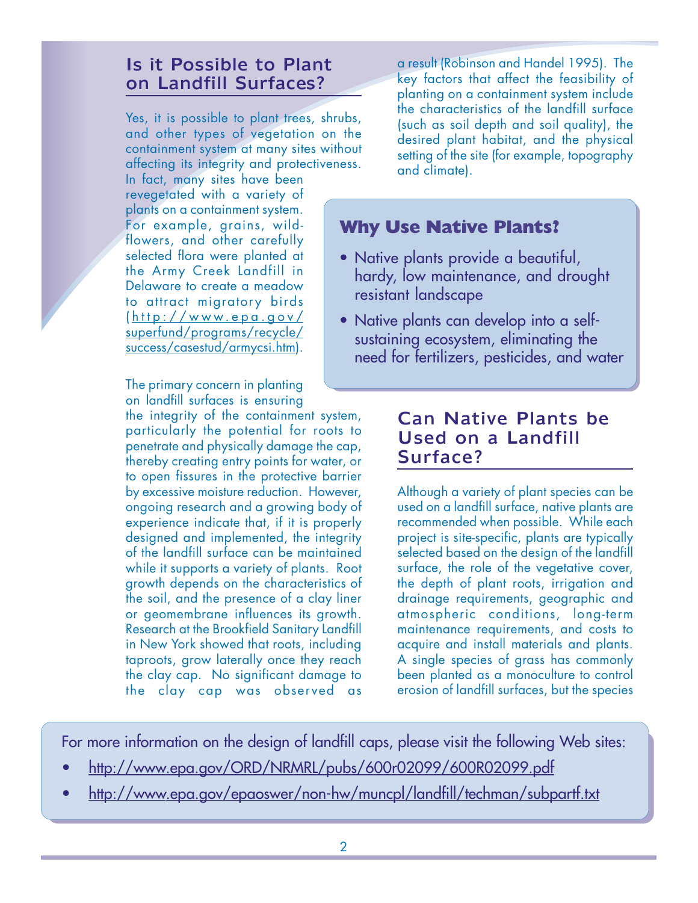## Is it Possible to Plant on Landfill Surfaces?

Yes, it is possible to plant trees, shrubs, and other types of vegetation on the containment system at many sites without affecting its integrity and protectiveness. In fact, many sites have been revegetated with a variety of plants on a containment system. For example, grains, wildflowers, and other carefully selected flora were planted at the Army Creek Landfill in Delaware to create a meadow to attract migratory birds (http://www.epa.gov/superfund/programs/recycle/success/casestud/armycsi.htm).

The primary concern in planting on landfill surfaces is ensuring the integrity of the containment system, particularly the potential for roots to penetrate and physically damage the cap, thereby creating entry points for water, or to open fissures in the protective barrier by excessive moisture reduction. However, ongoing research and a growing body of experience indicate that, if it is properly designed and implemented, the integrity of the landfill surface can be maintained while it supports a variety of plants. Root growth depends on the characteristics of the soil, and the presence of a clay liner or geomembrane influences its growth. Research at the Brookfield Sanitary Landfill in New York showed that roots, including taproots, grow laterally once they reach the clay cap. No significant damage to the clay cap was observed as a result (Robinson and Handel 1995). The key factors that affect the feasibility of planting on a containment system include the characteristics of the landfill surface (such as soil depth and soil quality), the desired plant habitat, and the physical setting of the site (for example, topography and climate).

### Why Use Native Plants?

- Native plants provide a beautiful, hardy, low maintenance, and drought resistant landscape
- Native plants can develop into a self-sustaining ecosystem, eliminating the need for fertilizers, pesticides, and water

## Can Native Plants be Used on a Landfill Surface?

Although a variety of plant species can be used on a landfill surface, native plants are recommended when possible. While each project is site-specific, plants are typically selected based on the design of the landfill surface, the role of the vegetative cover, the depth of plant roots, irrigation and drainage requirements, geographic and atmospheric conditions, long-term maintenance requirements, and costs to acquire and install materials and plants. A single species of grass has commonly been planted as a monoculture to control erosion of landfill surfaces, but the species

For more information on the design of landfill caps, please visit the following Web sites:

- http://www.epa.gov/ORD/NRMRL/pubs/600r02099/600R02099.pdf
- http://www.epa.gov/epaoswer/non-hw/muncpl/landfill/techman/subpartf.txt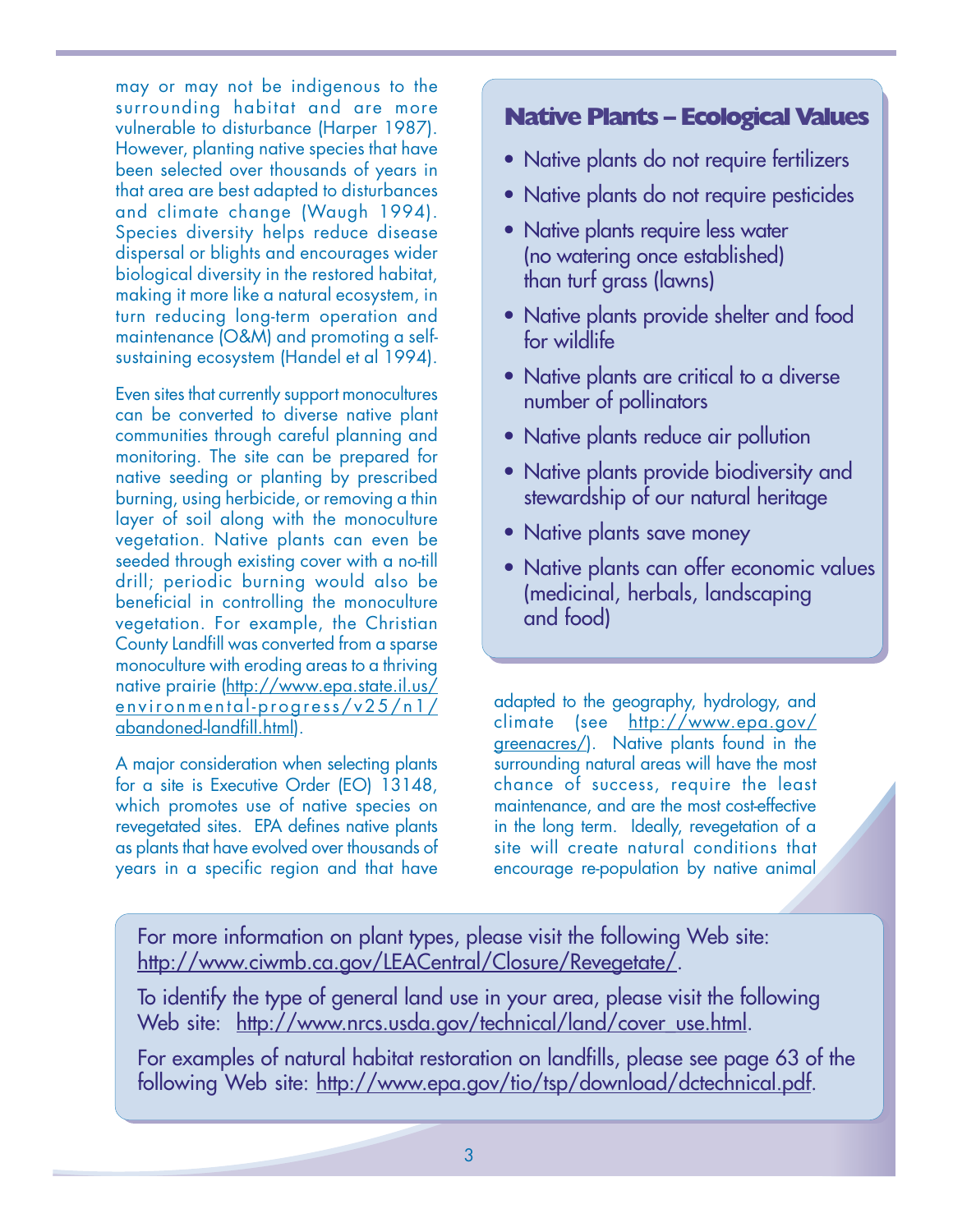may or may not be indigenous to the surrounding habitat and are more vulnerable to disturbance (Harper 1987). However, planting native species that have been selected over thousands of years in that area are best adapted to disturbances and climate change (Waugh 1994). Species diversity helps reduce disease dispersal or blights and encourages wider biological diversity in the restored habitat, making it more like a natural ecosystem, in turn reducing long-term operation and maintenance (O&M) and promoting a self-sustaining ecosystem (Handel et al 1994).

Even sites that currently support monocultures can be converted to diverse native plant communities through careful planning and monitoring. The site can be prepared for native seeding or planting by prescribed burning, using herbicide, or removing a thin layer of soil along with the monoculture vegetation. Native plants can even be seeded through existing cover with a no-till drill; periodic burning would also be beneficial in controlling the monoculture vegetation. For example, the Christian County Landfill was converted from a sparse monoculture with eroding areas to a thriving native prairie (http://www.epa.state.il.us/environmental-progress/v25/n1/abandoned-landfill.html).

A major consideration when selecting plants for a site is Executive Order (EO) 13148, which promotes use of native species on revegetated sites. EPA defines native plants as plants that have evolved over thousands of years in a specific region and that have adapted to the geography, hydrology, and climate (see http://www.epa.gov/greenacres/). Native plants found in the surrounding natural areas will have the most chance of success, require the least maintenance, and are the most cost-effective in the long term. Ideally, revegetation of a site will create natural conditions that encourage re-population by native animal

## Native Plants – Ecological Values

- Native plants do not require fertilizers
- Native plants do not require pesticides
- Native plants require less water (no watering once established) than turf grass (lawns)
- Native plants provide shelter and food for wildlife
- Native plants are critical to a diverse number of pollinators
- Native plants reduce air pollution
- Native plants provide biodiversity and stewardship of our natural heritage
- Native plants save money
- Native plants can offer economic values (medicinal, herbals, landscaping and food)

For more information on plant types, please visit the following Web site: http://www.ciwmb.ca.gov/LEACentral/Closure/Revegetate/.

To identify the type of general land use in your area, please visit the following Web site: http://www.nrcs.usda.gov/technical/land/cover_use.html.

For examples of natural habitat restoration on landfills, please see page 63 of the following Web site: http://www.epa.gov/tio/tsp/download/dctechnical.pdf.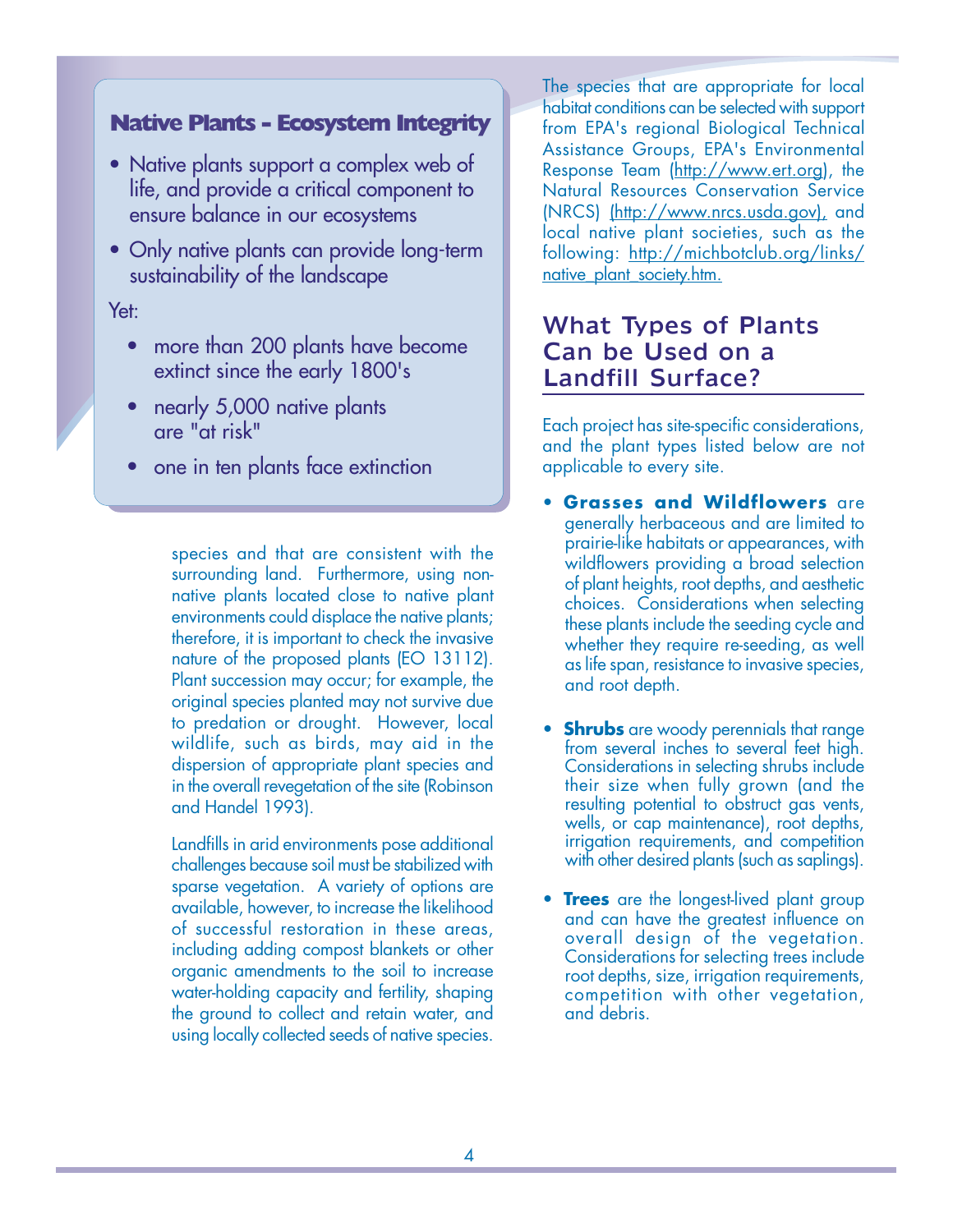### Native Plants - Ecosystem Integrity

- Native plants support a complex web of life, and provide a critical component to ensure balance in our ecosystems
- Only native plants can provide long-term sustainability of the landscape

Yet:

- more than 200 plants have become extinct since the early 1800's
- nearly 5,000 native plants are "at risk"
- one in ten plants face extinction

species and that are consistent with the surrounding land. Furthermore, using non-native plants located close to native plant environments could displace the native plants; therefore, it is important to check the invasive nature of the proposed plants (EO 13112). Plant succession may occur; for example, the original species planted may not survive due to predation or drought. However, local wildlife, such as birds, may aid in the dispersion of appropriate plant species and in the overall revegetation of the site (Robinson and Handel 1993).

Landfills in arid environments pose additional challenges because soil must be stabilized with sparse vegetation. A variety of options are available, however, to increase the likelihood of successful restoration in these areas, including adding compost blankets or other organic amendments to the soil to increase water-holding capacity and fertility, shaping the ground to collect and retain water, and using locally collected seeds of native species.

The species that are appropriate for local habitat conditions can be selected with support from EPA's regional Biological Technical Assistance Groups, EPA's Environmental Response Team (http://www.ert.org), the Natural Resources Conservation Service (NRCS) (http://www.nrcs.usda.gov), and local native plant societies, such as the following: http://michbotclub.org/links/native_plant_society.htm.

## What Types of Plants Can be Used on a Landfill Surface?

Each project has site-specific considerations, and the plant types listed below are not applicable to every site.

- **Grasses and Wildflowers** are generally herbaceous and are limited to prairie-like habitats or appearances, with wildflowers providing a broad selection of plant heights, root depths, and aesthetic choices. Considerations when selecting these plants include the seeding cycle and whether they require re-seeding, as well as life span, resistance to invasive species, and root depth.

- **Shrubs** are woody perennials that range from several inches to several feet high. Considerations in selecting shrubs include their size when fully grown (and the resulting potential to obstruct gas vents, wells, or cap maintenance), root depths, irrigation requirements, and competition with other desired plants (such as saplings).

- **Trees** are the longest-lived plant group and can have the greatest influence on overall design of the vegetation. Considerations for selecting trees include root depths, size, irrigation requirements, competition with other vegetation, and debris.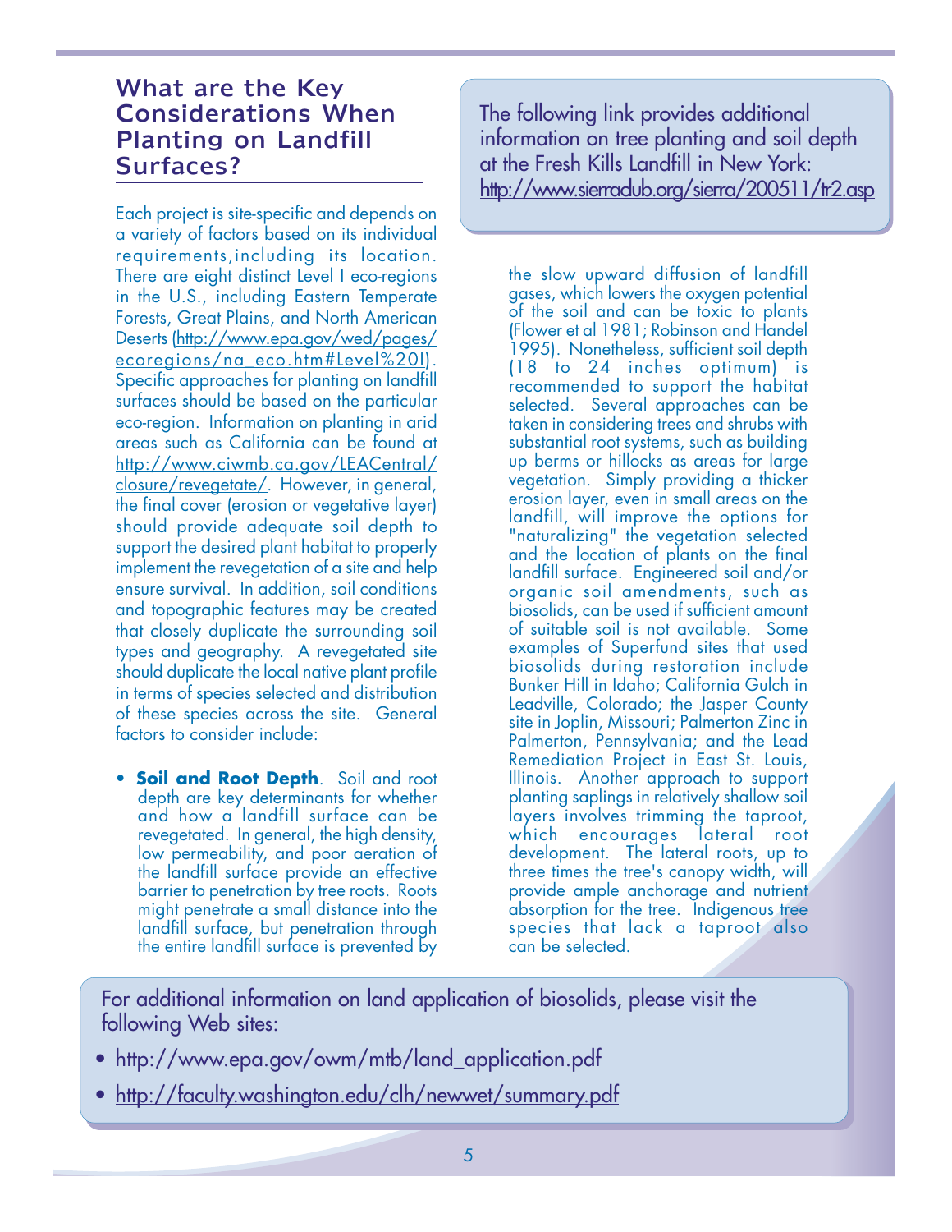## What are the Key Considerations When Planting on Landfill Surfaces?

Each project is site-specific and depends on a variety of factors based on its individual requirements,including its location. There are eight distinct Level I eco-regions in the U.S., including Eastern Temperate Forests, Great Plains, and North American Deserts (http://www.epa.gov/wed/pages/ecoregions/na_eco.htm#Level%20I). Specific approaches for planting on landfill surfaces should be based on the particular eco-region. Information on planting in arid areas such as California can be found at http://www.ciwmb.ca.gov/LEACentral/closure/revegetate/. However, in general, the final cover (erosion or vegetative layer) should provide adequate soil depth to support the desired plant habitat to properly implement the revegetation of a site and help ensure survival. In addition, soil conditions and topographic features may be created that closely duplicate the surrounding soil types and geography. A revegetated site should duplicate the local native plant profile in terms of species selected and distribution of these species across the site. General factors to consider include:

- **Soil and Root Depth**. Soil and root depth are key determinants for whether and how a landfill surface can be revegetated. In general, the high density, low permeability, and poor aeration of the landfill surface provide an effective barrier to penetration by tree roots. Roots might penetrate a small distance into the landfill surface, but penetration through the entire landfill surface is prevented by the slow upward diffusion of landfill gases, which lowers the oxygen potential of the soil and can be toxic to plants (Flower et al 1981; Robinson and Handel 1995). Nonetheless, sufficient soil depth (18 to 24 inches optimum) is recommended to support the habitat selected. Several approaches can be taken in considering trees and shrubs with substantial root systems, such as building up berms or hillocks as areas for large vegetation. Simply providing a thicker erosion layer, even in small areas on the landfill, will improve the options for "naturalizing" the vegetation selected and the location of plants on the final landfill surface. Engineered soil and/or organic soil amendments, such as biosolids, can be used if sufficient amount of suitable soil is not available. Some examples of Superfund sites that used biosolids during restoration include Bunker Hill in Idaho; California Gulch in Leadville, Colorado; the Jasper County site in Joplin, Missouri; Palmerton Zinc in Palmerton, Pennsylvania; and the Lead Remediation Project in East St. Louis, Illinois. Another approach to support planting saplings in relatively shallow soil layers involves trimming the taproot, which encourages lateral root development. The lateral roots, up to three times the tree's canopy width, will provide ample anchorage and nutrient absorption for the tree. Indigenous tree species that lack a taproot also can be selected.

The following link provides additional information on tree planting and soil depth at the Fresh Kills Landfill in New York: http://www.sierraclub.org/sierra/200511/tr2.asp

For additional information on land application of biosolids, please visit the following Web sites:

- http://www.epa.gov/owm/mtb/land_application.pdf
- http://faculty.washington.edu/clh/newwet/summary.pdf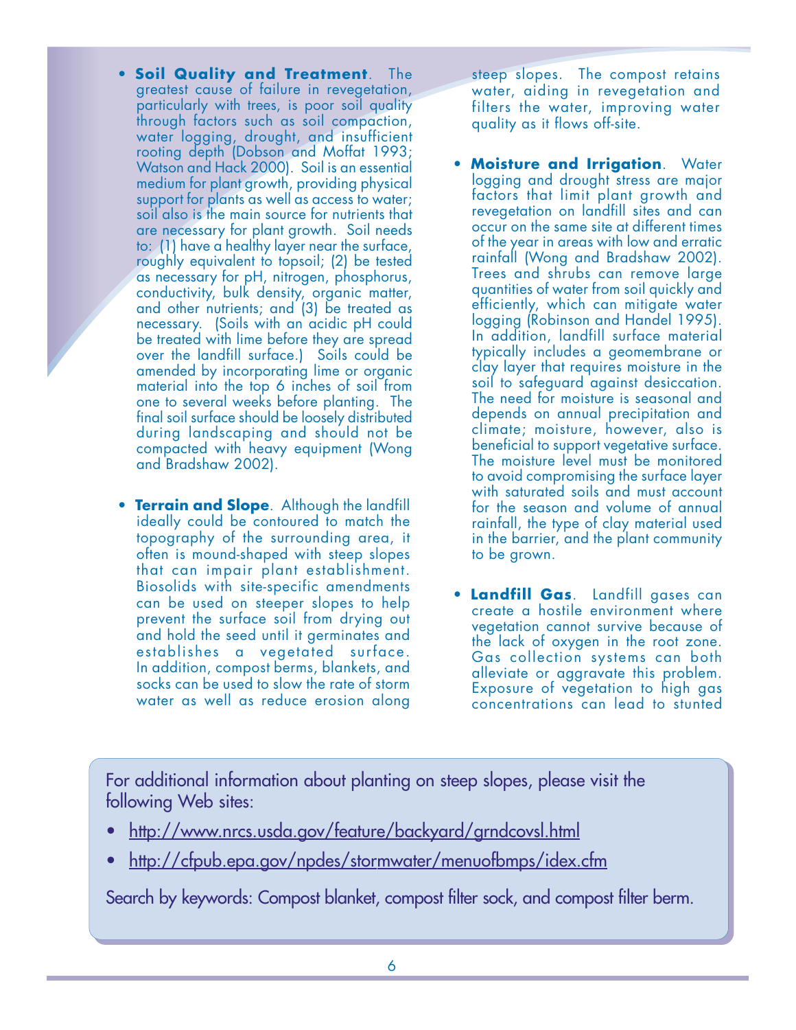- **Soil Quality and Treatment**. The greatest cause of failure in revegetation, particularly with trees, is poor soil quality through factors such as soil compaction, water logging, drought, and insufficient rooting depth (Dobson and Moffat 1993; Watson and Hack 2000). Soil is an essential medium for plant growth, providing physical support for plants as well as access to water; soil also is the main source for nutrients that are necessary for plant growth. Soil needs to: (1) have a healthy layer near the surface, roughly equivalent to topsoil; (2) be tested as necessary for pH, nitrogen, phosphorus, conductivity, bulk density, organic matter, and other nutrients; and (3) be treated as necessary. (Soils with an acidic pH could be treated with lime before they are spread over the landfill surface.) Soils could be amended by incorporating lime or organic material into the top 6 inches of soil from one to several weeks before planting. The final soil surface should be loosely distributed during landscaping and should not be compacted with heavy equipment (Wong and Bradshaw 2002).

- **Terrain and Slope**. Although the landfill ideally could be contoured to match the topography of the surrounding area, it often is mound-shaped with steep slopes that can impair plant establishment. Biosolids with site-specific amendments can be used on steeper slopes to help prevent the surface soil from drying out and hold the seed until it germinates and establishes a vegetated surface. In addition, compost berms, blankets, and socks can be used to slow the rate of storm water as well as reduce erosion along steep slopes. The compost retains water, aiding in revegetation and filters the water, improving water quality as it flows off-site.

- **Moisture and Irrigation**. Water logging and drought stress are major factors that limit plant growth and revegetation on landfill sites and can occur on the same site at different times of the year in areas with low and erratic rainfall (Wong and Bradshaw 2002). Trees and shrubs can remove large quantities of water from soil quickly and efficiently, which can mitigate water logging (Robinson and Handel 1995). In addition, landfill surface material typically includes a geomembrane or clay layer that requires moisture in the soil to safeguard against desiccation. The need for moisture is seasonal and depends on annual precipitation and climate; moisture, however, also is beneficial to support vegetative surface. The moisture level must be monitored to avoid compromising the surface layer with saturated soils and must account for the season and volume of annual rainfall, the type of clay material used in the barrier, and the plant community to be grown.

- **Landfill Gas**. Landfill gases can create a hostile environment where vegetation cannot survive because of the lack of oxygen in the root zone. Gas collection systems can both alleviate or aggravate this problem. Exposure of vegetation to high gas concentrations can lead to stunted

For additional information about planting on steep slopes, please visit the following Web sites:

- http://www.nrcs.usda.gov/feature/backyard/grndcovsl.html
- http://cfpub.epa.gov/npdes/stormwater/menuofbmps/idex.cfm

Search by keywords: Compost blanket, compost filter sock, and compost filter berm.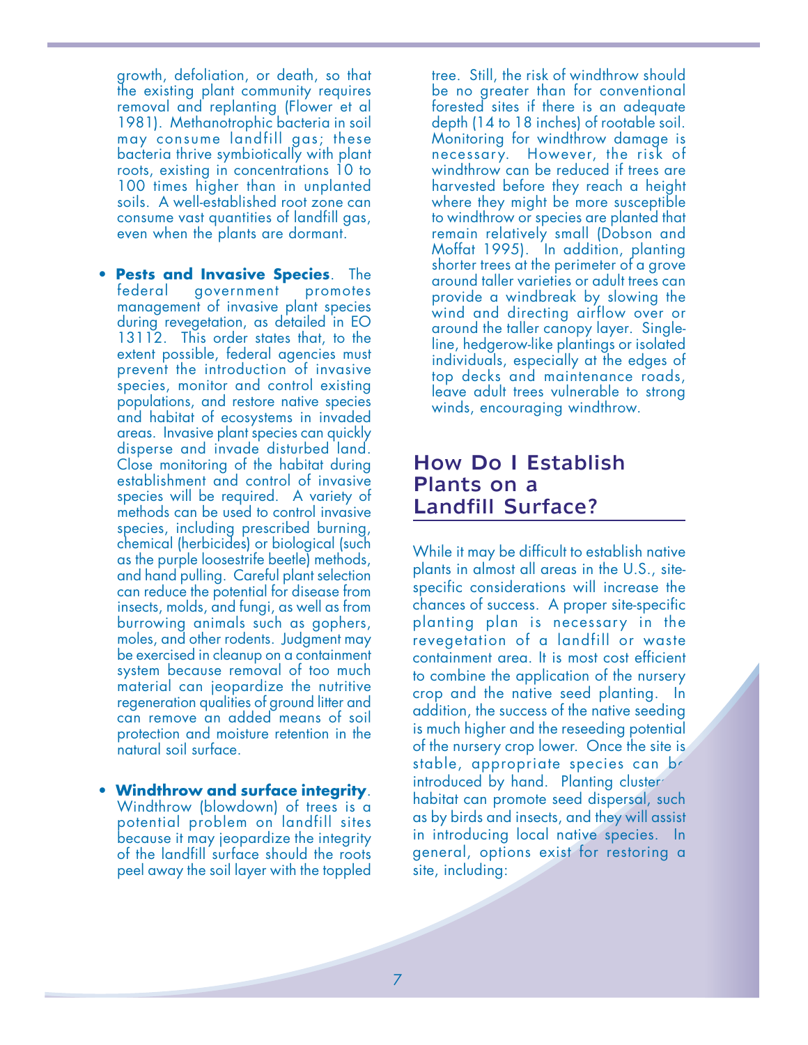growth, defoliation, or death, so that the existing plant community requires removal and replanting (Flower et al 1981). Methanotrophic bacteria in soil may consume landfill gas; these bacteria thrive symbiotically with plant roots, existing in concentrations 10 to 100 times higher than in unplanted soils. A well-established root zone can consume vast quantities of landfill gas, even when the plants are dormant.

- **Pests and Invasive Species**. The federal government promotes management of invasive plant species during revegetation, as detailed in EO 13112. This order states that, to the extent possible, federal agencies must prevent the introduction of invasive species, monitor and control existing populations, and restore native species and habitat of ecosystems in invaded areas. Invasive plant species can quickly disperse and invade disturbed land. Close monitoring of the habitat during establishment and control of invasive species will be required. A variety of methods can be used to control invasive species, including prescribed burning, chemical (herbicides) or biological (such as the purple loosestrife beetle) methods, and hand pulling. Careful plant selection can reduce the potential for disease from insects, molds, and fungi, as well as from burrowing animals such as gophers, moles, and other rodents. Judgment may be exercised in cleanup on a containment system because removal of too much material can jeopardize the nutritive regeneration qualities of ground litter and can remove an added means of soil protection and moisture retention in the natural soil surface.

- **Windthrow and surface integrity**. Windthrow (blowdown) of trees is a potential problem on landfill sites because it may jeopardize the integrity of the landfill surface should the roots peel away the soil layer with the toppled tree. Still, the risk of windthrow should be no greater than for conventional forested sites if there is an adequate depth (14 to 18 inches) of rootable soil. Monitoring for windthrow damage is necessary. However, the risk of windthrow can be reduced if trees are harvested before they reach a height where they might be more susceptible to windthrow or species are planted that remain relatively small (Dobson and Moffat 1995). In addition, planting shorter trees at the perimeter of a grove around taller varieties or adult trees can provide a windbreak by slowing the wind and directing airflow over or around the taller canopy layer. Single-line, hedgerow-like plantings or isolated individuals, especially at the edges of top decks and maintenance roads, leave adult trees vulnerable to strong winds, encouraging windthrow.

## How Do I Establish Plants on a Landfill Surface?

While it may be difficult to establish native plants in almost all areas in the U.S., site-specific considerations will increase the chances of success. A proper site-specific planting plan is necessary in the revegetation of a landfill or waste containment area. It is most cost efficient to combine the application of the nursery crop and the native seed planting. In addition, the success of the native seeding is much higher and the reseeding potential of the nursery crop lower. Once the site is stable, appropriate species can be introduced by hand. Planting clusters of habitat can promote seed dispersal, such as by birds and insects, and they will assist in introducing local native species. In general, options exist for restoring a site, including: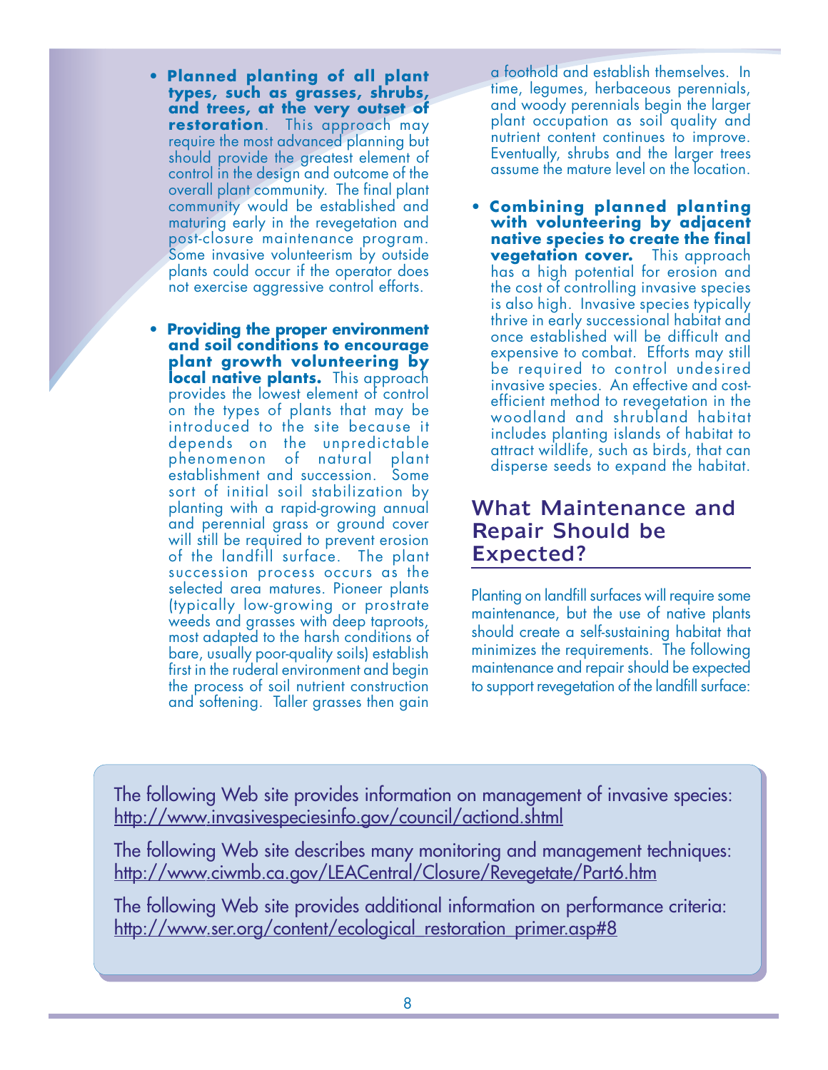- **Planned planting of all plant types, such as grasses, shrubs, and trees, at the very outset of restoration**. This approach may require the most advanced planning but should provide the greatest element of control in the design and outcome of the overall plant community. The final plant community would be established and maturing early in the revegetation and post-closure maintenance program. Some invasive volunteerism by outside plants could occur if the operator does not exercise aggressive control efforts.

- **Providing the proper environment and soil conditions to encourage plant growth volunteering by local native plants.** This approach provides the lowest element of control on the types of plants that may be introduced to the site because it depends on the unpredictable phenomenon of natural plant establishment and succession. Some sort of initial soil stabilization by planting with a rapid-growing annual and perennial grass or ground cover will still be required to prevent erosion of the landfill surface. The plant succession process occurs as the selected area matures. Pioneer plants (typically low-growing or prostrate weeds and grasses with deep taproots, most adapted to the harsh conditions of bare, usually poor-quality soils) establish first in the ruderal environment and begin the process of soil nutrient construction and softening. Taller grasses then gain a foothold and establish themselves. In time, legumes, herbaceous perennials, and woody perennials begin the larger plant occupation as soil quality and nutrient content continues to improve. Eventually, shrubs and the larger trees assume the mature level on the location.

- **Combining planned planting with volunteering by adjacent native species to create the final vegetation cover.** This approach has a high potential for erosion and the cost of controlling invasive species is also high. Invasive species typically thrive in early successional habitat and once established will be difficult and expensive to combat. Efforts may still be required to control undesired invasive species. An effective and cost-efficient method to revegetation in the woodland and shrubland habitat includes planting islands of habitat to attract wildlife, such as birds, that can disperse seeds to expand the habitat.

## What Maintenance and Repair Should be Expected?

Planting on landfill surfaces will require some maintenance, but the use of native plants should create a self-sustaining habitat that minimizes the requirements. The following maintenance and repair should be expected to support revegetation of the landfill surface:

The following Web site provides information on management of invasive species: http://www.invasivespeciesinfo.gov/council/actiond.shtml

The following Web site describes many monitoring and management techniques: http://www.ciwmb.ca.gov/LEACentral/Closure/Revegetate/Part6.htm

The following Web site provides additional information on performance criteria: http://www.ser.org/content/ecological_restoration_primer.asp#8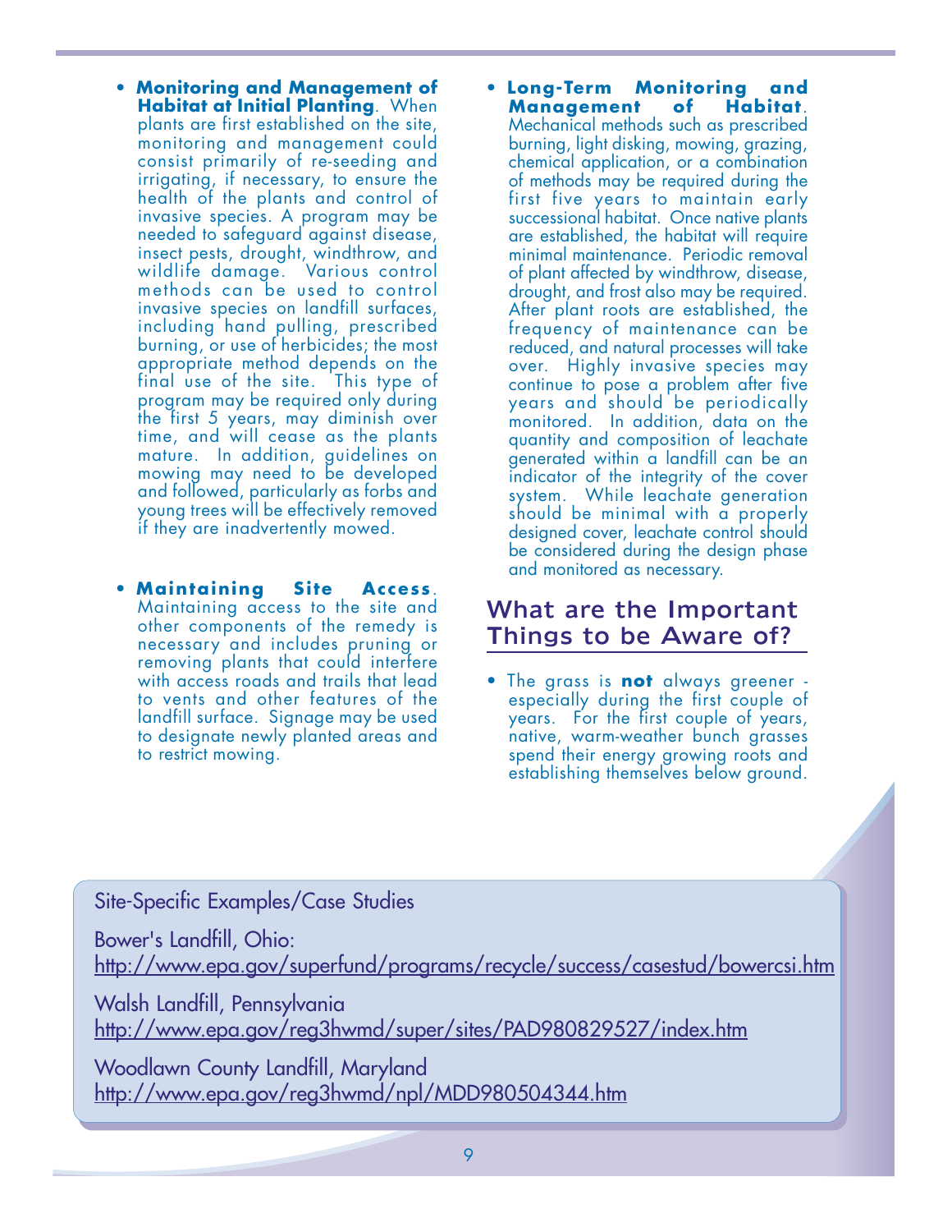- **Monitoring and Management of Habitat at Initial Planting**. When plants are first established on the site, monitoring and management could consist primarily of re-seeding and irrigating, if necessary, to ensure the health of the plants and control of invasive species. A program may be needed to safeguard against disease, insect pests, drought, windthrow, and wildlife damage. Various control methods can be used to control invasive species on landfill surfaces, including hand pulling, prescribed burning, or use of herbicides; the most appropriate method depends on the final use of the site. This type of program may be required only during the first 5 years, may diminish over time, and will cease as the plants mature. In addition, guidelines on mowing may need to be developed and followed, particularly as forbs and young trees will be effectively removed if they are inadvertently mowed.

- **Maintaining Site Access**. Maintaining access to the site and other components of the remedy is necessary and includes pruning or removing plants that could interfere with access roads and trails that lead to vents and other features of the landfill surface. Signage may be used to designate newly planted areas and to restrict mowing.

- **Long-Term Monitoring and Management of Habitat**. Mechanical methods such as prescribed burning, light disking, mowing, grazing, chemical application, or a combination of methods may be required during the first five years to maintain early successional habitat. Once native plants are established, the habitat will require minimal maintenance. Periodic removal of plant affected by windthrow, disease, drought, and frost also may be required. After plant roots are established, the frequency of maintenance can be reduced, and natural processes will take over. Highly invasive species may continue to pose a problem after five years and should be periodically monitored. In addition, data on the quantity and composition of leachate generated within a landfill can be an indicator of the integrity of the cover system. While leachate generation should be minimal with a properly designed cover, leachate control should be considered during the design phase and monitored as necessary.

## What are the Important Things to be Aware of?

- The grass is **not** always greener - especially during the first couple of years. For the first couple of years, native, warm-weather bunch grasses spend their energy growing roots and establishing themselves below ground.

Site-Specific Examples/Case Studies

Bower's Landfill, Ohio:
http://www.epa.gov/superfund/programs/recycle/success/casestud/bowercsi.htm

Walsh Landfill, Pennsylvania
http://www.epa.gov/reg3hwmd/super/sites/PAD980829527/index.htm

Woodlawn County Landfill, Maryland
http://www.epa.gov/reg3hwmd/npl/MDD980504344.htm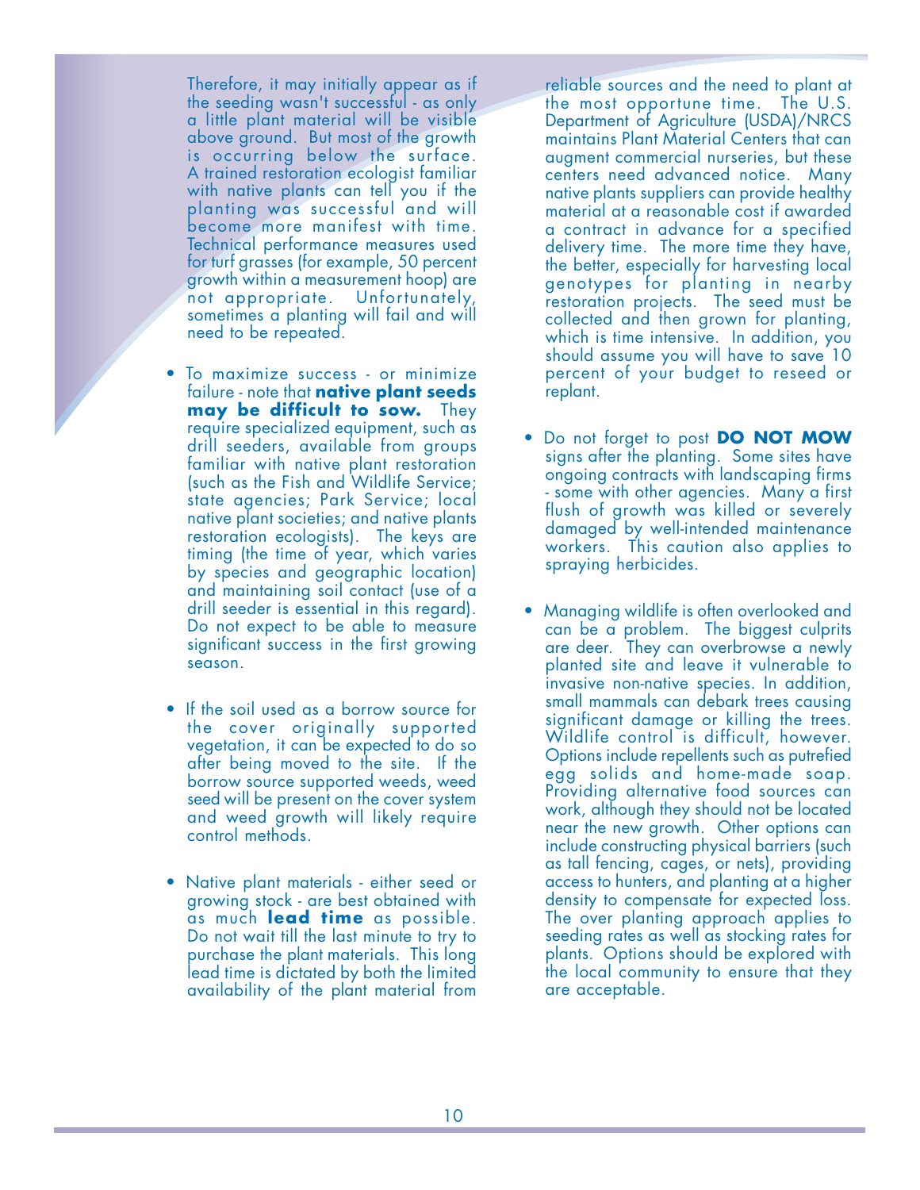Therefore, it may initially appear as if the seeding wasn't successful - as only a little plant material will be visible above ground. But most of the growth is occurring below the surface. A trained restoration ecologist familiar with native plants can tell you if the planting was successful and will become more manifest with time. Technical performance measures used for turf grasses (for example, 50 percent growth within a measurement hoop) are not appropriate. Unfortunately, sometimes a planting will fail and will need to be repeated.

- To maximize success - or minimize failure - note that **native plant seeds may be difficult to sow.** They require specialized equipment, such as drill seeders, available from groups familiar with native plant restoration (such as the Fish and Wildlife Service; state agencies; Park Service; local native plant societies; and native plants restoration ecologists). The keys are timing (the time of year, which varies by species and geographic location) and maintaining soil contact (use of a drill seeder is essential in this regard). Do not expect to be able to measure significant success in the first growing season.

- If the soil used as a borrow source for the cover originally supported vegetation, it can be expected to do so after being moved to the site. If the borrow source supported weeds, weed seed will be present on the cover system and weed growth will likely require control methods.

- Native plant materials - either seed or growing stock - are best obtained with as much **lead time** as possible. Do not wait till the last minute to try to purchase the plant materials. This long lead time is dictated by both the limited availability of the plant material from reliable sources and the need to plant at the most opportune time. The U.S. Department of Agriculture (USDA)/NRCS maintains Plant Material Centers that can augment commercial nurseries, but these centers need advanced notice. Many native plants suppliers can provide healthy material at a reasonable cost if awarded a contract in advance for a specified delivery time. The more time they have, the better, especially for harvesting local genotypes for planting in nearby restoration projects. The seed must be collected and then grown for planting, which is time intensive. In addition, you should assume you will have to save 10 percent of your budget to reseed or replant.

- Do not forget to post **DO NOT MOW** signs after the planting. Some sites have ongoing contracts with landscaping firms - some with other agencies. Many a first flush of growth was killed or severely damaged by well-intended maintenance workers. This caution also applies to spraying herbicides.

- Managing wildlife is often overlooked and can be a problem. The biggest culprits are deer. They can overbrowse a newly planted site and leave it vulnerable to invasive non-native species. In addition, small mammals can debark trees causing significant damage or killing the trees. Wildlife control is difficult, however. Options include repellents such as putrefied egg solids and home-made soap. Providing alternative food sources can work, although they should not be located near the new growth. Other options can include constructing physical barriers (such as tall fencing, cages, or nets), providing access to hunters, and planting at a higher density to compensate for expected loss. The over planting approach applies to seeding rates as well as stocking rates for plants. Options should be explored with the local community to ensure that they are acceptable.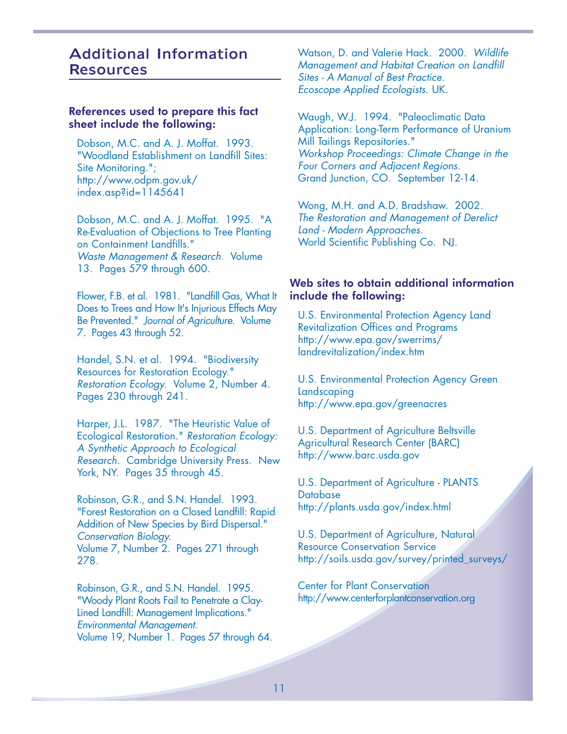## Additional Information Resources

### References used to prepare this fact sheet include the following:

Dobson, M.C. and A. J. Moffat. 1993. "Woodland Establishment on Landfill Sites: Site Monitoring."; http://www.odpm.gov.uk/index.asp?id=1145641

Dobson, M.C. and A. J. Moffat. 1995. "A Re-Evaluation of Objections to Tree Planting on Containment Landfills." *Waste Management & Research*. Volume 13. Pages 579 through 600.

Flower, F.B. et al. 1981. "Landfill Gas, What It Does to Trees and How It's Injurious Effects May Be Prevented." *Journal of Agriculture*. Volume 7. Pages 43 through 52.

Handel, S.N. et al. 1994. "Biodiversity Resources for Restoration Ecology." *Restoration Ecology*. Volume 2, Number 4. Pages 230 through 241.

Harper, J.L. 1987. "The Heuristic Value of Ecological Restoration." *Restoration Ecology: A Synthetic Approach to Ecological Research*. Cambridge University Press. New York, NY. Pages 35 through 45.

Robinson, G.R., and S.N. Handel. 1993. "Forest Restoration on a Closed Landfill: Rapid Addition of New Species by Bird Dispersal." *Conservation Biology*. Volume 7, Number 2. Pages 271 through 278.

Robinson, G.R., and S.N. Handel. 1995. "Woody Plant Roots Fail to Penetrate a Clay-Lined Landfill: Management Implications." *Environmental Management*. Volume 19, Number 1. Pages 57 through 64.

Watson, D. and Valerie Hack. 2000. *Wildlife Management and Habitat Creation on Landfill Sites - A Manual of Best Practice. Ecoscope Applied Ecologists*. UK.

Waugh, W.J. 1994. "Paleoclimatic Data Application: Long-Term Performance of Uranium Mill Tailings Repositories." *Workshop Proceedings: Climate Change in the Four Corners and Adjacent Regions*. Grand Junction, CO. September 12-14.

Wong, M.H. and A.D. Bradshaw. 2002. *The Restoration and Management of Derelict Land - Modern Approaches*. World Scientific Publishing Co. NJ.

### Web sites to obtain additional information include the following:

U.S. Environmental Protection Agency Land Revitalization Offices and Programs
http://www.epa.gov/swerrims/landrevitalization/index.htm

U.S. Environmental Protection Agency Green Landscaping
http://www.epa.gov/greenacres

U.S. Department of Agriculture Beltsville Agricultural Research Center (BARC)
http://www.barc.usda.gov

U.S. Department of Agriculture - PLANTS Database
http://plants.usda.gov/index.html

U.S. Department of Agriculture, Natural Resource Conservation Service
http://soils.usda.gov/survey/printed_surveys/

Center for Plant Conservation
http://www.centerforplantconservation.org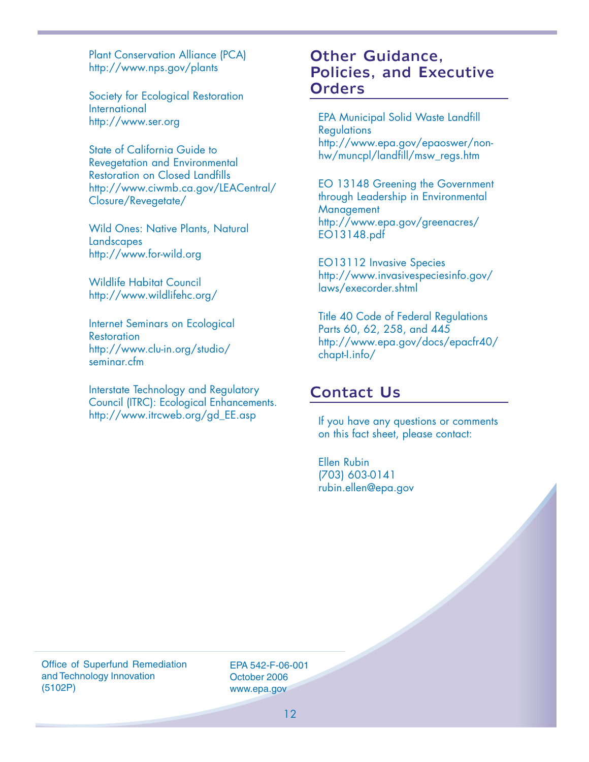Plant Conservation Alliance (PCA)
http://www.nps.gov/plants

Society for Ecological Restoration International
http://www.ser.org

State of California Guide to Revegetation and Environmental Restoration on Closed Landfills
http://www.ciwmb.ca.gov/LEACentral/Closure/Revegetate/

Wild Ones: Native Plants, Natural Landscapes
http://www.for-wild.org

Wildlife Habitat Council
http://www.wildlifehc.org/

Internet Seminars on Ecological Restoration
http://www.clu-in.org/studio/seminar.cfm

Interstate Technology and Regulatory Council (ITRC): Ecological Enhancements.
http://www.itrcweb.org/gd_EE.asp

## Other Guidance, Policies, and Executive Orders

EPA Municipal Solid Waste Landfill Regulations
http://www.epa.gov/epaoswer/non-hw/muncpl/landfill/msw_regs.htm

EO 13148 Greening the Government through Leadership in Environmental Management
http://www.epa.gov/greenacres/EO13148.pdf

EO13112 Invasive Species
http://www.invasivespeciesinfo.gov/laws/execorder.shtml

Title 40 Code of Federal Regulations Parts 60, 62, 258, and 445
http://www.epa.gov/docs/epacfr40/chapt-I.info/

## Contact Us

If you have any questions or comments on this fact sheet, please contact:

Ellen Rubin
(703) 603-0141
rubin.ellen@epa.gov

Office of Superfund Remediation and Technology Innovation
(5102P)

EPA 542-F-06-001
October 2006
www.epa.gov